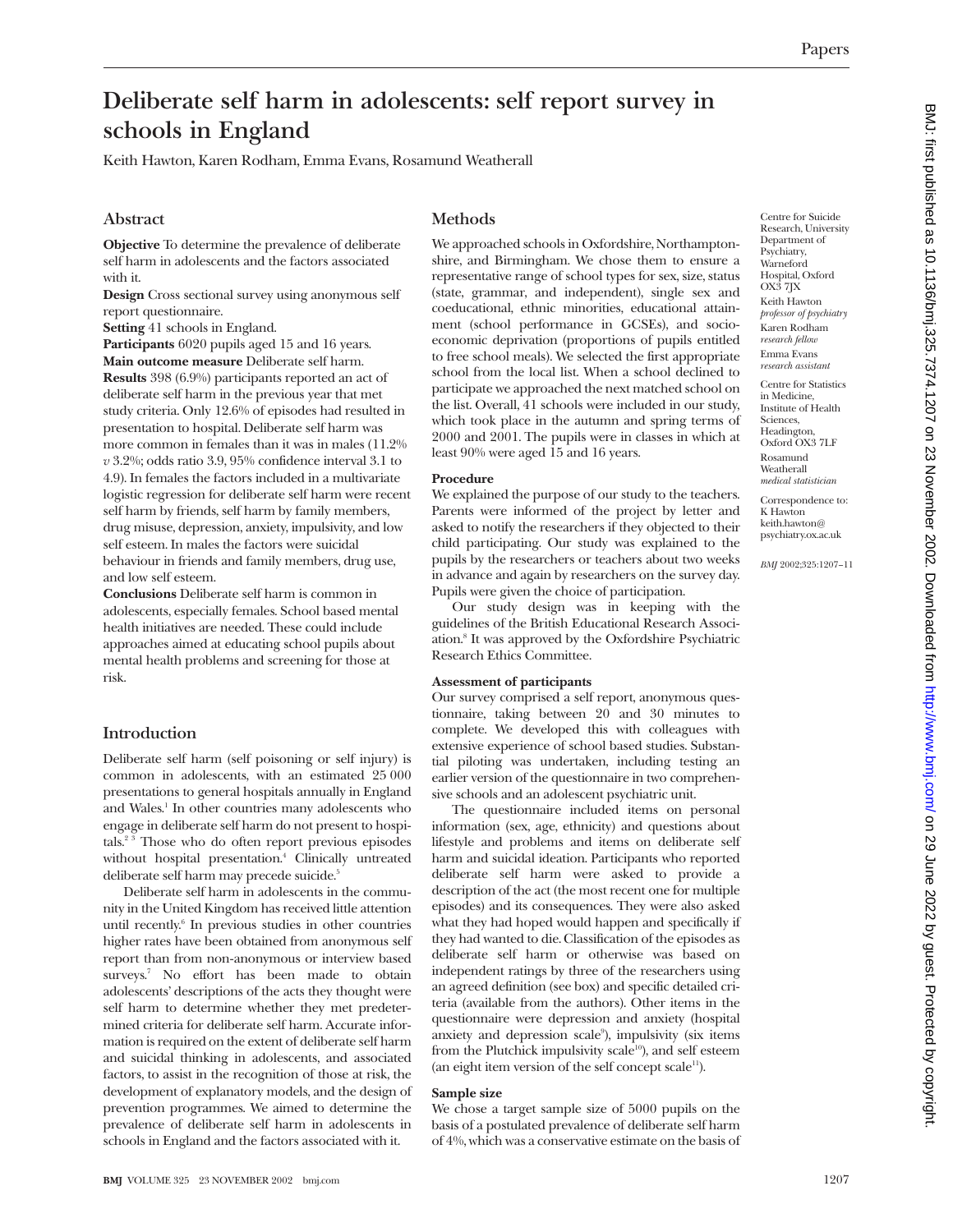# Deliberate self harm in adolescents: self report survey in schools in England

Keith Hawton, Karen Rodham, Emma Evans, Rosamund Weatherall

Centre for Suicide Research, University Department of Psychiatry, Warneford Hospital, Oxford OX3 7JX
Keith Hawton *professor of psychiatry*
Karen Rodham *research fellow*
Emma Evans *research assistant*

Centre for Statistics in Medicine, Institute of Health Sciences, Headington, Oxford OX3 7LF
Rosamund Weatherall *medical statistician*

Correspondence to: K Hawton keith.hawton@psychiatry.ox.ac.uk

*BMJ* 2002;325:1207–11

## Abstract

**Objective** To determine the prevalence of deliberate self harm in adolescents and the factors associated with it.

**Design** Cross sectional survey using anonymous self report questionnaire.

**Setting** 41 schools in England.

**Participants** 6020 pupils aged 15 and 16 years.

**Main outcome measure** Deliberate self harm.

**Results** 398 (6.9%) participants reported an act of deliberate self harm in the previous year that met study criteria. Only 12.6% of episodes had resulted in presentation to hospital. Deliberate self harm was more common in females than it was in males (11.2% *v* 3.2%; odds ratio 3.9, 95% confidence interval 3.1 to 4.9). In females the factors included in a multivariate logistic regression for deliberate self harm were recent self harm by friends, self harm by family members, drug misuse, depression, anxiety, impulsivity, and low self esteem. In males the factors were suicidal behaviour in friends and family members, drug use, and low self esteem.

**Conclusions** Deliberate self harm is common in adolescents, especially females. School based mental health initiatives are needed. These could include approaches aimed at educating school pupils about mental health problems and screening for those at risk.

## Introduction

Deliberate self harm (self poisoning or self injury) is common in adolescents, with an estimated 25 000 presentations to general hospitals annually in England and Wales.[1] In other countries many adolescents who engage in deliberate self harm do not present to hospitals.[2 3] Those who do often report previous episodes without hospital presentation.[4] Clinically untreated deliberate self harm may precede suicide.[5]

Deliberate self harm in adolescents in the community in the United Kingdom has received little attention until recently.[6] In previous studies in other countries higher rates have been obtained from anonymous self report than from non-anonymous or interview based surveys.[7] No effort has been made to obtain adolescents' descriptions of the acts they thought were self harm to determine whether they met predetermined criteria for deliberate self harm. Accurate information is required on the extent of deliberate self harm and suicidal thinking in adolescents, and associated factors, to assist in the recognition of those at risk, the development of explanatory models, and the design of prevention programmes. We aimed to determine the prevalence of deliberate self harm in adolescents in schools in England and the factors associated with it.

## Methods

We approached schools in Oxfordshire, Northamptonshire, and Birmingham. We chose them to ensure a representative range of school types for sex, size, status (state, grammar, and independent), single sex and coeducational, ethnic minorities, educational attainment (school performance in GCSEs), and socioeconomic deprivation (proportions of pupils entitled to free school meals). We selected the first appropriate school from the local list. When a school declined to participate we approached the next matched school on the list. Overall, 41 schools were included in our study, which took place in the autumn and spring terms of 2000 and 2001. The pupils were in classes in which at least 90% were aged 15 and 16 years.

### Procedure

We explained the purpose of our study to the teachers. Parents were informed of the project by letter and asked to notify the researchers if they objected to their child participating. Our study was explained to the pupils by the researchers or teachers about two weeks in advance and again by researchers on the survey day. Pupils were given the choice of participation.

Our study design was in keeping with the guidelines of the British Educational Research Association.[8] It was approved by the Oxfordshire Psychiatric Research Ethics Committee.

### Assessment of participants

Our survey comprised a self report, anonymous questionnaire, taking between 20 and 30 minutes to complete. We developed this with colleagues with extensive experience of school based studies. Substantial piloting was undertaken, including testing an earlier version of the questionnaire in two comprehensive schools and an adolescent psychiatric unit.

The questionnaire included items on personal information (sex, age, ethnicity) and questions about lifestyle and problems and items on deliberate self harm and suicidal ideation. Participants who reported deliberate self harm were asked to provide a description of the act (the most recent one for multiple episodes) and its consequences. They were also asked what they had hoped would happen and specifically if they had wanted to die. Classification of the episodes as deliberate self harm or otherwise was based on independent ratings by three of the researchers using an agreed definition (see box) and specific detailed criteria (available from the authors). Other items in the questionnaire were depression and anxiety (hospital anxiety and depression scale[9]), impulsivity (six items from the Plutchick impulsivity scale[10]), and self esteem (an eight item version of the self concept scale[11]).

### Sample size

We chose a target sample size of 5000 pupils on the basis of a postulated prevalence of deliberate self harm of 4%, which was a conservative estimate on the basis of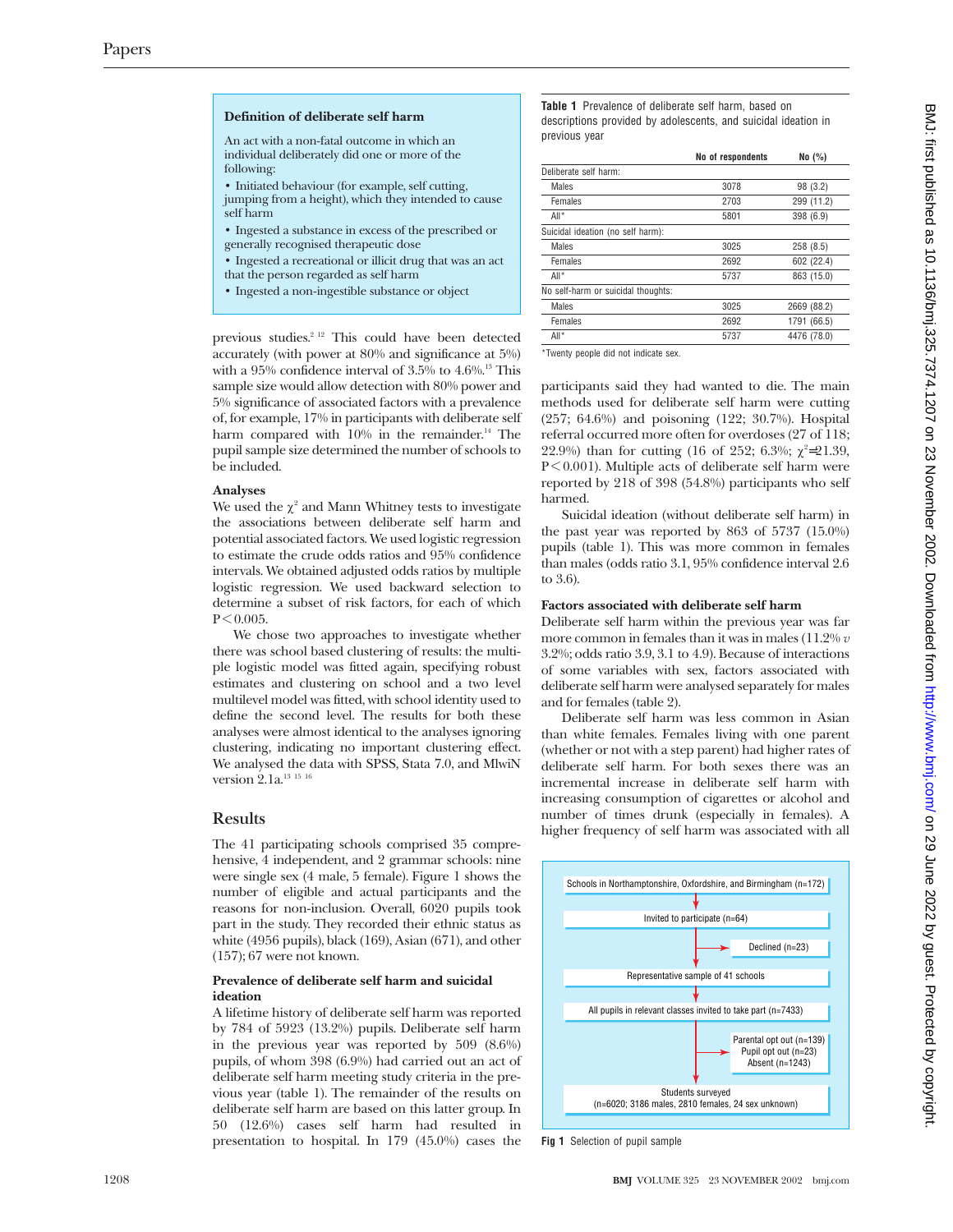### Definition of deliberate self harm

An act with a non-fatal outcome in which an individual deliberately did one or more of the following:

- Initiated behaviour (for example, self cutting, jumping from a height), which they intended to cause self harm
- Ingested a substance in excess of the prescribed or generally recognised therapeutic dose
- Ingested a recreational or illicit drug that was an act that the person regarded as self harm
- Ingested a non-ingestible substance or object

previous studies.[2 12] This could have been detected accurately (with power at 80% and significance at 5%) with a 95% confidence interval of 3.5% to 4.6%.[13] This sample size would allow detection with 80% power and 5% significance of associated factors with a prevalence of, for example, 17% in participants with deliberate self harm compared with 10% in the remainder.[14] The pupil sample size determined the number of schools to be included.

#### Analyses

We used the $\chi^2$ and Mann Whitney tests to investigate the associations between deliberate self harm and potential associated factors. We used logistic regression to estimate the crude odds ratios and 95% confidence intervals. We obtained adjusted odds ratios by multiple logistic regression. We used backward selection to determine a subset of risk factors, for each of which $P<0.005$.

We chose two approaches to investigate whether there was school based clustering of results: the multiple logistic model was fitted again, specifying robust estimates and clustering on school and a two level multilevel model was fitted, with school identity used to define the second level. The results for both these analyses were almost identical to the analyses ignoring clustering, indicating no important clustering effect. We analysed the data with SPSS, Stata 7.0, and MlwiN version 2.1a.[13 15 16]

## Results

The 41 participating schools comprised 35 comprehensive, 4 independent, and 2 grammar schools: nine were single sex (4 male, 5 female). Figure 1 shows the number of eligible and actual participants and the reasons for non-inclusion. Overall, 6020 pupils took part in the study. They recorded their ethnic status as white (4956 pupils), black (169), Asian (671), and other (157); 67 were not known.

#### Prevalence of deliberate self harm and suicidal ideation

A lifetime history of deliberate self harm was reported by 784 of 5923 (13.2%) pupils. Deliberate self harm in the previous year was reported by 509 (8.6%) pupils, of whom 398 (6.9%) had carried out an act of deliberate self harm meeting study criteria in the previous year (table 1). The remainder of the results on deliberate self harm are based on this latter group. In 50 (12.6%) cases self harm had resulted in presentation to hospital. In 179 (45.0%) cases the participants said they had wanted to die. The main methods used for deliberate self harm were cutting (257; 64.6%) and poisoning (122; 30.7%). Hospital referral occurred more often for overdoses (27 of 118; 22.9%) than for cutting (16 of 252; 6.3%; $\chi^2$=21.39, $P<0.001$). Multiple acts of deliberate self harm were reported by 218 of 398 (54.8%) participants who self harmed.

Suicidal ideation (without deliberate self harm) in the past year was reported by 863 of 5737 (15.0%) pupils (table 1). This was more common in females than males (odds ratio 3.1, 95% confidence interval 2.6 to 3.6).

**Table 1** Prevalence of deliberate self harm, based on descriptions provided by adolescents, and suicidal ideation in previous year

| | No of respondents | No (%) |
|---|---|---|
| Deliberate self harm: | | |
| Males | 3078 | 98 (3.2) |
| Females | 2703 | 299 (11.2) |
| All* | 5801 | 398 (6.9) |
| Suicidal ideation (no self harm): | | |
| Males | 3025 | 258 (8.5) |
| Females | 2692 | 602 (22.4) |
| All* | 5737 | 863 (15.0) |
| No self-harm or suicidal thoughts: | | |
| Males | 3025 | 2669 (88.2) |
| Females | 2692 | 1791 (66.5) |
| All* | 5737 | 4476 (78.0) |

*Twenty people did not indicate sex.

#### Factors associated with deliberate self harm

Deliberate self harm within the previous year was far more common in females than it was in males (11.2% *v* 3.2%; odds ratio 3.9, 3.1 to 4.9). Because of interactions of some variables with sex, factors associated with deliberate self harm were analysed separately for males and for females (table 2).

Deliberate self harm was less common in Asian than white females. Females living with one parent (whether or not with a step parent) had higher rates of deliberate self harm. For both sexes there was an incremental increase in deliberate self harm with increasing consumption of cigarettes or alcohol and number of times drunk (especially in females). A higher frequency of self harm was associated with all

Schools in Northamptonshire, Oxfordshire, and Birmingham (n=172) → Invited to participate (n=64) → Declined (n=23) → Representative sample of 41 schools → All pupils in relevant classes invited to take part (n=7433) → Parental opt out (n=139), Pupil opt out (n=23), Absent (n=1243) → Students surveyed (n=6020; 3186 males, 2810 females, 24 sex unknown)

**Fig 1** Selection of pupil sample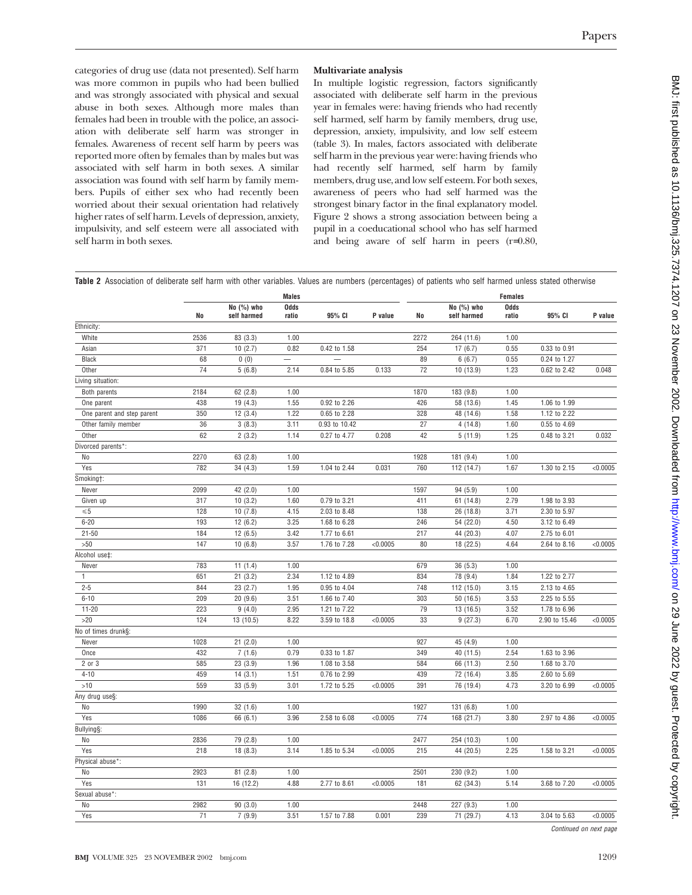categories of drug use (data not presented). Self harm was more common in pupils who had been bullied and was strongly associated with physical and sexual abuse in both sexes. Although more males than females had been in trouble with the police, an association with deliberate self harm was stronger in females. Awareness of recent self harm by peers was reported more often by females than by males but was associated with self harm in both sexes. A similar association was found with self harm by family members. Pupils of either sex who had recently been worried about their sexual orientation had relatively higher rates of self harm. Levels of depression, anxiety, impulsivity, and self esteem were all associated with self harm in both sexes.

### Multivariate analysis

In multiple logistic regression, factors significantly associated with deliberate self harm in the previous year in females were: having friends who had recently self harmed, self harm by family members, drug use, depression, anxiety, impulsivity, and low self esteem (table 3). In males, factors associated with deliberate self harm in the previous year were: having friends who had recently self harmed, self harm by family members, drug use, and low self esteem. For both sexes, awareness of peers who had self harmed was the strongest binary factor in the final explanatory model. Figure 2 shows a strong association between being a pupil in a coeducational school who has self harmed and being aware of self harm in peers (r=0.80,

**Table 2** Association of deliberate self harm with other variables. Values are numbers (percentages) of patients who self harmed unless stated otherwise

| | Males | | | | | Females | | | | |
|---|---|---|---|---|---|---|---|---|---|---|
| | No | No (%) who self harmed | Odds ratio | 95% CI | P value | No | No (%) who self harmed | Odds ratio | 95% CI | P value |
| Ethnicity: | | | | | | | | | | |
| White | 2536 | 83 (3.3) | 1.00 | | | 2272 | 264 (11.6) | 1.00 | | |
| Asian | 371 | 10 (2.7) | 0.82 | 0.42 to 1.58 | | 254 | 17 (6.7) | 0.55 | 0.33 to 0.91 | |
| Black | 68 | 0 (0) | — | — | | 89 | 6 (6.7) | 0.55 | 0.24 to 1.27 | |
| Other | 74 | 5 (6.8) | 2.14 | 0.84 to 5.85 | 0.133 | 72 | 10 (13.9) | 1.23 | 0.62 to 2.42 | 0.048 |
| Living situation: | | | | | | | | | | |
| Both parents | 2184 | 62 (2.8) | 1.00 | | | 1870 | 183 (9.8) | 1.00 | | |
| One parent | 438 | 19 (4.3) | 1.55 | 0.92 to 2.26 | | 426 | 58 (13.6) | 1.45 | 1.06 to 1.99 | |
| One parent and step parent | 350 | 12 (3.4) | 1.22 | 0.65 to 2.28 | | 328 | 48 (14.6) | 1.58 | 1.12 to 2.22 | |
| Other family member | 36 | 3 (8.3) | 3.11 | 0.93 to 10.42 | | 27 | 4 (14.8) | 1.60 | 0.55 to 4.69 | |
| Other | 62 | 2 (3.2) | 1.14 | 0.27 to 4.77 | 0.208 | 42 | 5 (11.9) | 1.25 | 0.48 to 3.21 | 0.032 |
| Divorced parents*: | | | | | | | | | | |
| No | 2270 | 63 (2.8) | 1.00 | | | 1928 | 181 (9.4) | 1.00 | | |
| Yes | 782 | 34 (4.3) | 1.59 | 1.04 to 2.44 | 0.031 | 760 | 112 (14.7) | 1.67 | 1.30 to 2.15 | <0.0005 |
| Smoking†: | | | | | | | | | | |
| Never | 2099 | 42 (2.0) | 1.00 | | | 1597 | 94 (5.9) | 1.00 | | |
| Given up | 317 | 10 (3.2) | 1.60 | 0.79 to 3.21 | | 411 | 61 (14.8) | 2.79 | 1.98 to 3.93 | |
| ≤5 | 128 | 10 (7.8) | 4.15 | 2.03 to 8.48 | | 138 | 26 (18.8) | 3.71 | 2.30 to 5.97 | |
| 6-20 | 193 | 12 (6.2) | 3.25 | 1.68 to 6.28 | | 246 | 54 (22.0) | 4.50 | 3.12 to 6.49 | |
| 21-50 | 184 | 12 (6.5) | 3.42 | 1.77 to 6.61 | | 217 | 44 (20.3) | 4.07 | 2.75 to 6.01 | |
| >50 | 147 | 10 (6.8) | 3.57 | 1.76 to 7.28 | <0.0005 | 80 | 18 (22.5) | 4.64 | 2.64 to 8.16 | <0.0005 |
| Alcohol use‡: | | | | | | | | | | |
| Never | 783 | 11 (1.4) | 1.00 | | | 679 | 36 (5.3) | 1.00 | | |
| 1 | 651 | 21 (3.2) | 2.34 | 1.12 to 4.89 | | 834 | 78 (9.4) | 1.84 | 1.22 to 2.77 | |
| 2-5 | 844 | 23 (2.7) | 1.95 | 0.95 to 4.04 | | 748 | 112 (15.0) | 3.15 | 2.13 to 4.65 | |
| 6-10 | 209 | 20 (9.6) | 3.51 | 1.66 to 7.40 | | 303 | 50 (16.5) | 3.53 | 2.25 to 5.55 | |
| 11-20 | 223 | 9 (4.0) | 2.95 | 1.21 to 7.22 | | 79 | 13 (16.5) | 3.52 | 1.78 to 6.96 | |
| >20 | 124 | 13 (10.5) | 8.22 | 3.59 to 18.8 | <0.0005 | 33 | 9 (27.3) | 6.70 | 2.90 to 15.46 | <0.0005 |
| No of times drunk§: | | | | | | | | | | |
| Never | 1028 | 21 (2.0) | 1.00 | | | 927 | 45 (4.9) | 1.00 | | |
| Once | 432 | 7 (1.6) | 0.79 | 0.33 to 1.87 | | 349 | 40 (11.5) | 2.54 | 1.63 to 3.96 | |
| 2 or 3 | 585 | 23 (3.9) | 1.96 | 1.08 to 3.58 | | 584 | 66 (11.3) | 2.50 | 1.68 to 3.70 | |
| 4-10 | 459 | 14 (3.1) | 1.51 | 0.76 to 2.99 | | 439 | 72 (16.4) | 3.85 | 2.60 to 5.69 | |
| >10 | 559 | 33 (5.9) | 3.01 | 1.72 to 5.25 | <0.0005 | 391 | 76 (19.4) | 4.73 | 3.20 to 6.99 | <0.0005 |
| Any drug use§: | | | | | | | | | | |
| No | 1990 | 32 (1.6) | 1.00 | | | 1927 | 131 (6.8) | 1.00 | | |
| Yes | 1086 | 66 (6.1) | 3.96 | 2.58 to 6.08 | <0.0005 | 774 | 168 (21.7) | 3.80 | 2.97 to 4.86 | <0.0005 |
| Bullying§: | | | | | | | | | | |
| No | 2836 | 79 (2.8) | 1.00 | | | 2477 | 254 (10.3) | 1.00 | | |
| Yes | 218 | 18 (8.3) | 3.14 | 1.85 to 5.34 | <0.0005 | 215 | 44 (20.5) | 2.25 | 1.58 to 3.21 | <0.0005 |
| Physical abuse*: | | | | | | | | | | |
| No | 2923 | 81 (2.8) | 1.00 | | | 2501 | 230 (9.2) | 1.00 | | |
| Yes | 131 | 16 (12.2) | 4.88 | 2.77 to 8.61 | <0.0005 | 181 | 62 (34.3) | 5.14 | 3.68 to 7.20 | <0.0005 |
| Sexual abuse*: | | | | | | | | | | |
| No | 2982 | 90 (3.0) | 1.00 | | | 2448 | 227 (9.3) | 1.00 | | |
| Yes | 71 | 7 (9.9) | 3.51 | 1.57 to 7.88 | 0.001 | 239 | 71 (29.7) | 4.13 | 3.04 to 5.63 | <0.0005 |

*Continued on next page*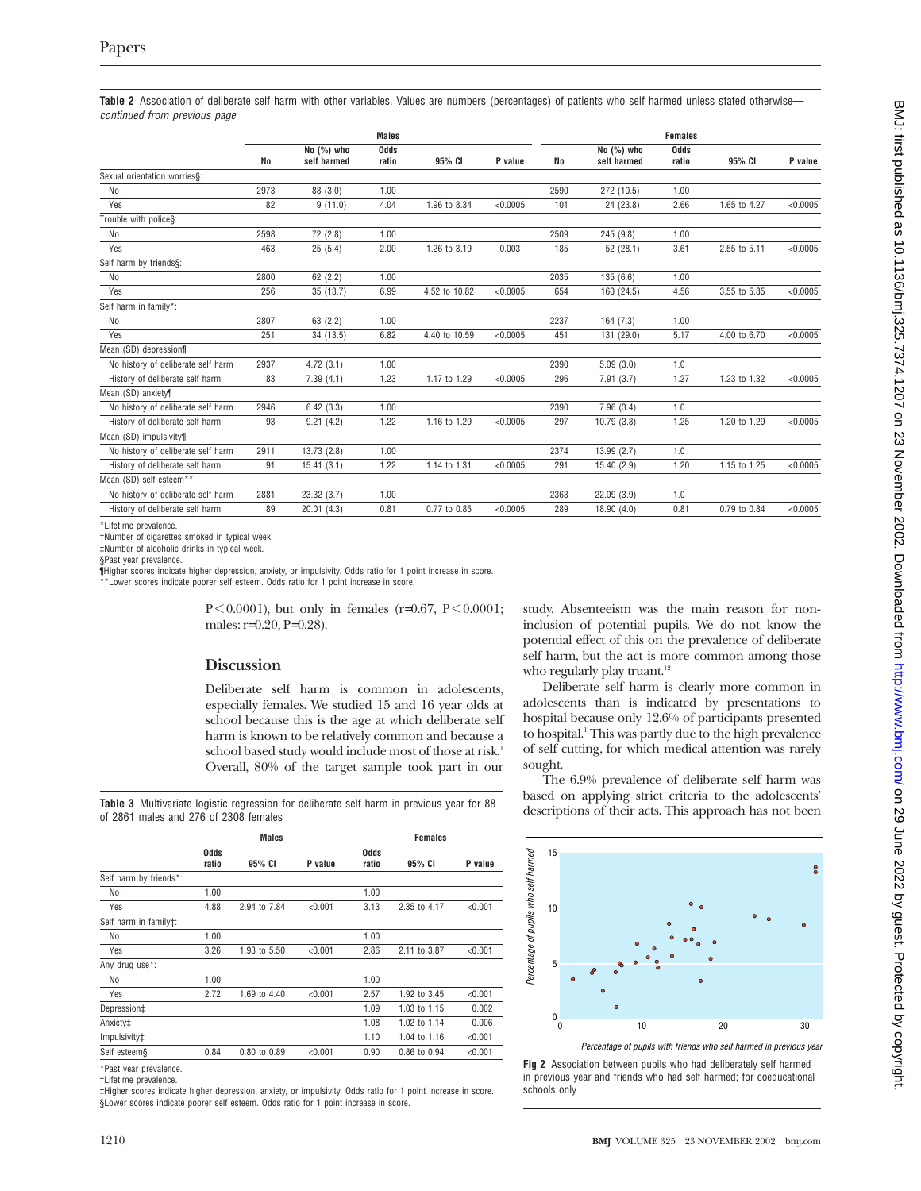**Table 2** Association of deliberate self harm with other variables. Values are numbers (percentages) of patients who self harmed unless stated otherwise—*continued from previous page*

| | Males | | | | | Females | | | | |
|---|---|---|---|---|---|---|---|---|---|---|
| | No | No (%) who self harmed | Odds ratio | 95% CI | P value | No | No (%) who self harmed | Odds ratio | 95% CI | P value |
| Sexual orientation worries§: | | | | | | | | | | |
| No | 2973 | 88 (3.0) | 1.00 | | | 2590 | 272 (10.5) | 1.00 | | |
| Yes | 82 | 9 (11.0) | 4.04 | 1.96 to 8.34 | <0.0005 | 101 | 24 (23.8) | 2.66 | 1.65 to 4.27 | <0.0005 |
| Trouble with police§: | | | | | | | | | | |
| No | 2598 | 72 (2.8) | 1.00 | | | 2509 | 245 (9.8) | 1.00 | | |
| Yes | 463 | 25 (5.4) | 2.00 | 1.26 to 3.19 | 0.003 | 185 | 52 (28.1) | 3.61 | 2.55 to 5.11 | <0.0005 |
| Self harm by friends§: | | | | | | | | | | |
| No | 2800 | 62 (2.2) | 1.00 | | | 2035 | 135 (6.6) | 1.00 | | |
| Yes | 256 | 35 (13.7) | 6.99 | 4.52 to 10.82 | <0.0005 | 654 | 160 (24.5) | 4.56 | 3.55 to 5.85 | <0.0005 |
| Self harm in family*: | | | | | | | | | | |
| No | 2807 | 63 (2.2) | 1.00 | | | 2237 | 164 (7.3) | 1.00 | | |
| Yes | 251 | 34 (13.5) | 6.82 | 4.40 to 10.59 | <0.0005 | 451 | 131 (29.0) | 5.17 | 4.00 to 6.70 | <0.0005 |
| Mean (SD) depression¶ | | | | | | | | | | |
| No history of deliberate self harm | 2937 | 4.72 (3.1) | 1.00 | | | 2390 | 5.09 (3.0) | 1.0 | | |
| History of deliberate self harm | 83 | 7.39 (4.1) | 1.23 | 1.17 to 1.29 | <0.0005 | 296 | 7.91 (3.7) | 1.27 | 1.23 to 1.32 | <0.0005 |
| Mean (SD) anxiety¶ | | | | | | | | | | |
| No history of deliberate self harm | 2946 | 6.42 (3.3) | 1.00 | | | 2390 | 7.96 (3.4) | 1.0 | | |
| History of deliberate self harm | 93 | 9.21 (4.2) | 1.22 | 1.16 to 1.29 | <0.0005 | 297 | 10.79 (3.8) | 1.25 | 1.20 to 1.29 | <0.0005 |
| Mean (SD) impulsivity¶ | | | | | | | | | | |
| No history of deliberate self harm | 2911 | 13.73 (2.8) | 1.00 | | | 2374 | 13.99 (2.7) | 1.0 | | |
| History of deliberate self harm | 91 | 15.41 (3.1) | 1.22 | 1.14 to 1.31 | <0.0005 | 291 | 15.40 (2.9) | 1.20 | 1.15 to 1.25 | <0.0005 |
| Mean (SD) self esteem** | | | | | | | | | | |
| No history of deliberate self harm | 2881 | 23.32 (3.7) | 1.00 | | | 2363 | 22.09 (3.9) | 1.0 | | |
| History of deliberate self harm | 89 | 20.01 (4.3) | 0.81 | 0.77 to 0.85 | <0.0005 | 289 | 18.90 (4.0) | 0.81 | 0.79 to 0.84 | <0.0005 |

*Lifetime prevalence.
†Number of cigarettes smoked in typical week.
‡Number of alcoholic drinks in typical week.
§Past year prevalence.
¶Higher scores indicate higher depression, anxiety, or impulsivity. Odds ratio for 1 point increase in score.
**Lower scores indicate poorer self esteem. Odds ratio for 1 point increase in score.

P<0.0001), but only in females (r=0.67, P<0.0001; males: r=0.20, P=0.28).

## Discussion

Deliberate self harm is common in adolescents, especially females. We studied 15 and 16 year olds at school because this is the age at which deliberate self harm is known to be relatively common and because a school based study would include most of those at risk.[1] Overall, 80% of the target sample took part in our study. Absenteeism was the main reason for non-inclusion of potential pupils. We do not know the potential effect of this on the prevalence of deliberate self harm, but the act is more common among those who regularly play truant.[12]

Deliberate self harm is clearly more common in adolescents than is indicated by presentations to hospital because only 12.6% of participants presented to hospital.[1] This was partly due to the high prevalence of self cutting, for which medical attention was rarely sought.

The 6.9% prevalence of deliberate self harm was based on applying strict criteria to the adolescents' descriptions of their acts. This approach has not been

**Table 3** Multivariate logistic regression for deliberate self harm in previous year for 88 of 2861 males and 276 of 2308 females

| | Males | | | Females | | |
|---|---|---|---|---|---|---|
| | Odds ratio | 95% CI | P value | Odds ratio | 95% CI | P value |
| Self harm by friends*: | | | | | | |
| No | 1.00 | | | 1.00 | | |
| Yes | 4.88 | 2.94 to 7.84 | <0.001 | 3.13 | 2.35 to 4.17 | <0.001 |
| Self harm in family†: | | | | | | |
| No | 1.00 | | | 1.00 | | |
| Yes | 3.26 | 1.93 to 5.50 | <0.001 | 2.86 | 2.11 to 3.87 | <0.001 |
| Any drug use*: | | | | | | |
| No | 1.00 | | | 1.00 | | |
| Yes | 2.72 | 1.69 to 4.40 | <0.001 | 2.57 | 1.92 to 3.45 | <0.001 |
| Depression‡ | | | | 1.09 | 1.03 to 1.15 | 0.002 |
| Anxiety‡ | | | | 1.08 | 1.02 to 1.14 | 0.006 |
| Impulsivity‡ | | | | 1.10 | 1.04 to 1.16 | <0.001 |
| Self esteem§ | 0.84 | 0.80 to 0.89 | <0.001 | 0.90 | 0.86 to 0.94 | <0.001 |

*Past year prevalence.
†Lifetime prevalence.
‡Higher scores indicate higher depression, anxiety, or impulsivity. Odds ratio for 1 point increase in score.
§Lower scores indicate poorer self esteem. Odds ratio for 1 point increase in score.

**Fig 2** Association between pupils who had deliberately self harmed in previous year and friends who had self harmed; for coeducational schools only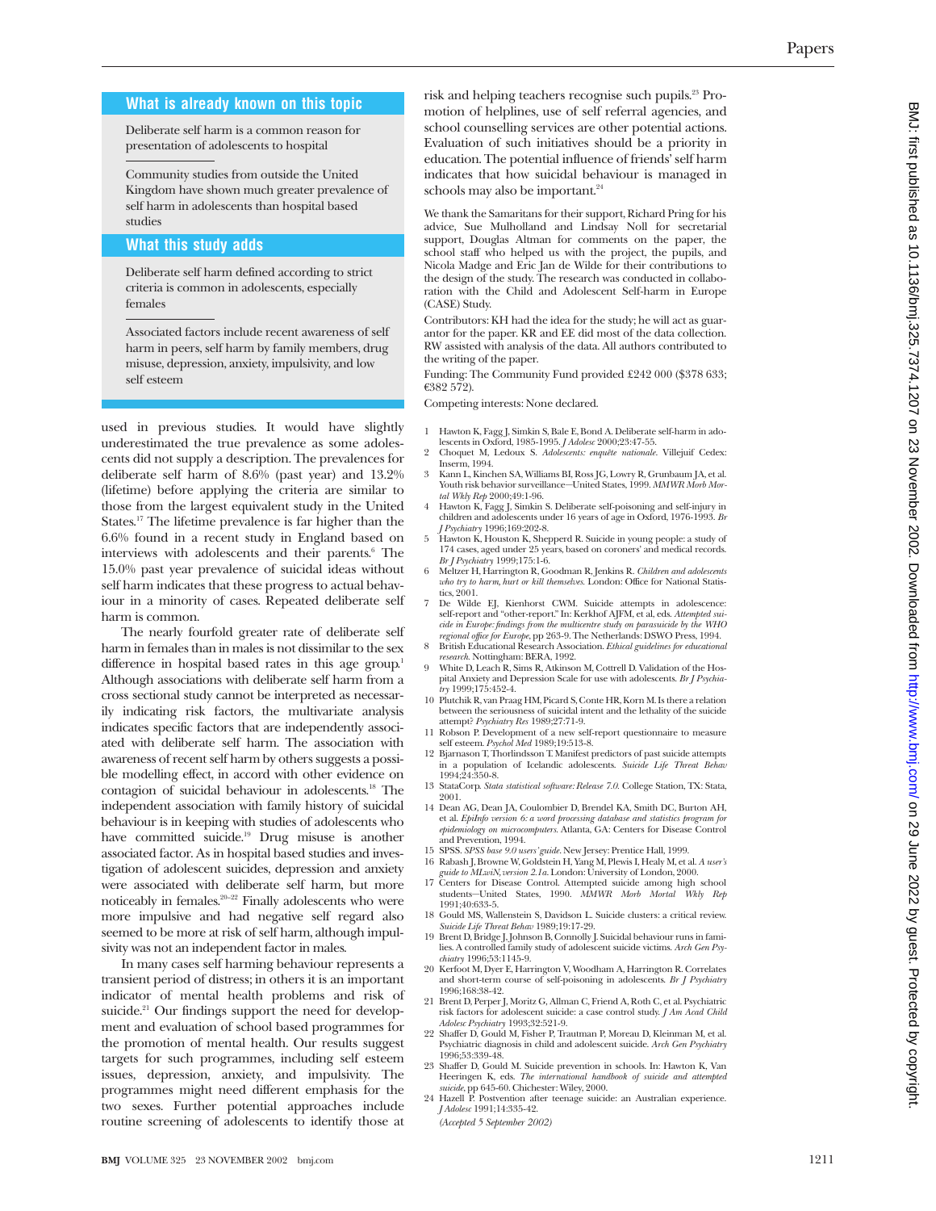## What is already known on this topic

Deliberate self harm is a common reason for presentation of adolescents to hospital

Community studies from outside the United Kingdom have shown much greater prevalence of self harm in adolescents than hospital based studies

## What this study adds

Deliberate self harm defined according to strict criteria is common in adolescents, especially females

Associated factors include recent awareness of self harm in peers, self harm by family members, drug misuse, depression, anxiety, impulsivity, and low self esteem

used in previous studies. It would have slightly underestimated the true prevalence as some adolescents did not supply a description. The prevalences for deliberate self harm of 8.6% (past year) and 13.2% (lifetime) before applying the criteria are similar to those from the largest equivalent study in the United States.[17] The lifetime prevalence is far higher than the 6.6% found in a recent study in England based on interviews with adolescents and their parents.[6] The 15.0% past year prevalence of suicidal ideas without self harm indicates that these progress to actual behaviour in a minority of cases. Repeated deliberate self harm is common.

The nearly fourfold greater rate of deliberate self harm in females than in males is not dissimilar to the sex difference in hospital based rates in this age group.[1] Although associations with deliberate self harm from a cross sectional study cannot be interpreted as necessarily indicating risk factors, the multivariate analysis indicates specific factors that are independently associated with deliberate self harm. The association with awareness of recent self harm by others suggests a possible modelling effect, in accord with other evidence on contagion of suicidal behaviour in adolescents.[18] The independent association with family history of suicidal behaviour is in keeping with studies of adolescents who have committed suicide.[19] Drug misuse is another associated factor. As in hospital based studies and investigation of adolescent suicides, depression and anxiety were associated with deliberate self harm, but more noticeably in females.[20-22] Finally adolescents who were more impulsive and had negative self regard also seemed to be more at risk of self harm, although impulsivity was not an independent factor in males.

In many cases self harming behaviour represents a transient period of distress; in others it is an important indicator of mental health problems and risk of suicide.[21] Our findings support the need for development and evaluation of school based programmes for the promotion of mental health. Our results suggest targets for such programmes, including self esteem issues, depression, anxiety, and impulsivity. The programmes might need different emphasis for the two sexes. Further potential approaches include routine screening of adolescents to identify those at risk and helping teachers recognise such pupils.[23] Promotion of helplines, use of self referral agencies, and school counselling services are other potential actions. Evaluation of such initiatives should be a priority in education. The potential influence of friends' self harm indicates that how suicidal behaviour is managed in schools may also be important.[24]

We thank the Samaritans for their support, Richard Pring for his advice, Sue Mulholland and Lindsay Noll for secretarial support, Douglas Altman for comments on the paper, the school staff who helped us with the project, the pupils, and Nicola Madge and Eric Jan de Wilde for their contributions to the design of the study. The research was conducted in collaboration with the Child and Adolescent Self-harm in Europe (CASE) Study.

Contributors: KH had the idea for the study; he will act as guarantor for the paper. KR and EE did most of the data collection. RW assisted with analysis of the data. All authors contributed to the writing of the paper.

Funding: The Community Fund provided £242 000 ($378 633; €382 572).

Competing interests: None declared.

1. Hawton K, Fagg J, Simkin S, Bale E, Bond A. Deliberate self-harm in adolescents in Oxford, 1985-1995. *J Adolesc* 2000;23:47-55.
2. Choquet M, Ledoux S. *Adolescents: enquête nationale.* Villejuif Cedex: Inserm, 1994.
3. Kann L, Kinchen SA, Williams BI, Ross JG, Lowry R, Grunbaum JA, et al. Youth risk behavior surveillance—United States, 1999. *MMWR Morb Mortal Wkly Rep* 2000;49:1-96.
4. Hawton K, Fagg J, Simkin S. Deliberate self-poisoning and self-injury in children and adolescents under 16 years of age in Oxford, 1976-1993. *Br J Psychiatry* 1996;169:202-8.
5. Hawton K, Houston K, Shepperd R. Suicide in young people: a study of 174 cases, aged under 25 years, based on coroners' and medical records. *Br J Psychiatry* 1999;175:1-6.
6. Meltzer H, Harrington R, Goodman R, Jenkins R. *Children and adolescents who try to harm, hurt or kill themselves.* London: Office for National Statistics, 2001.
7. De Wilde EJ, Kienhorst CWM. Suicide attempts in adolescence: self-report and "other-report." In: Kerkhof AJFM, et al, eds. *Attempted suicide in Europe: findings from the multicentre study on parasuicide by the WHO regional office for Europe*, pp 263-9. The Netherlands: DSWO Press, 1994.
8. British Educational Research Association. *Ethical guidelines for educational research.* Nottingham: BERA, 1992.
9. White D, Leach R, Sims R, Atkinson M, Cottrell D. Validation of the Hospital Anxiety and Depression Scale for use with adolescents. *Br J Psychiatry* 1999;175:452-4.
10. Plutchik R, van Praag HM, Picard S, Conte HR, Korn M. Is there a relation between the seriousness of suicidal intent and the lethality of the suicide attempt? *Psychiatry Res* 1989;27:71-9.
11. Robson P. Development of a new self-report questionnaire to measure self esteem. *Psychol Med* 1989;19:513-8.
12. Bjarnason T, Thorlindsson T. Manifest predictors of past suicide attempts in a population of Icelandic adolescents. *Suicide Life Threat Behav* 1994;24:350-8.
13. StataCorp. *Stata statistical software: Release 7.0.* College Station, TX: Stata, 2001.
14. Dean AG, Dean JA, Coulombier D, Brendel KA, Smith DC, Burton AH, et al. *EpiInfo version 6: a word processing database and statistics program for epidemiology on microcomputers.* Atlanta, GA: Centers for Disease Control and Prevention, 1994.
15. SPSS. *SPSS base 9.0 users' guide.* New Jersey: Prentice Hall, 1999.
16. Rabash J, Browne W, Goldstein H, Yang M, Plewis I, Healy M, et al. *A user's guide to MLwiN, version 2.1a.* London: University of London, 2000.
17. Centers for Disease Control. Attempted suicide among high school students—United States, 1990. *MMWR Morb Mortal Wkly Rep* 1991;40:633-5.
18. Gould MS, Wallenstein S, Davidson L. Suicide clusters: a critical review. *Suicide Life Threat Behav* 1989;19:17-29.
19. Brent D, Bridge J, Johnson B, Connolly J. Suicidal behaviour runs in families. A controlled family study of adolescent suicide victims. *Arch Gen Psychiatry* 1996;53:1145-9.
20. Kerfoot M, Dyer E, Harrington V, Woodham A, Harrington R. Correlates and short-term course of self-poisoning in adolescents. *Br J Psychiatry* 1996;168:38-42.
21. Brent D, Perper J, Moritz G, Allman C, Friend A, Roth C, et al. Psychiatric risk factors for adolescent suicide: a case control study. *J Am Acad Child Adolesc Psychiatry* 1993;32:521-9.
22. Shaffer D, Gould M, Fisher P, Trautman P, Moreau D, Kleinman M, et al. Psychiatric diagnosis in child and adolescent suicide. *Arch Gen Psychiatry* 1996;53:339-48.
23. Shaffer D, Gould M. Suicide prevention in schools. In: Hawton K, Van Heeringen K, eds. *The international handbook of suicide and attempted suicide*, pp 645-60. Chichester: Wiley, 2000.
24. Hazell P. Postvention after teenage suicide: an Australian experience. *J Adolesc* 1991;14:335-42.

*(Accepted 5 September 2002)*